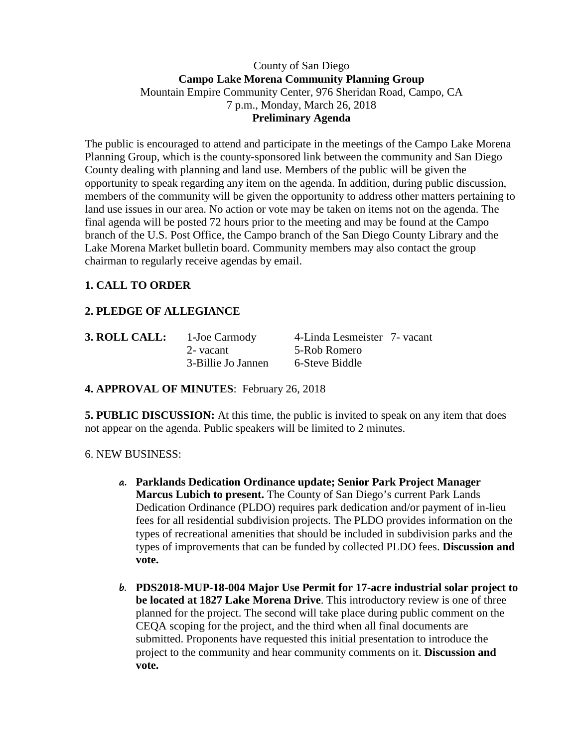County of San Diego

**Campo Lake Morena Community Planning Group**

Mountain Empire Community Center, 976 Sheridan Road, Campo, CA

7 p.m., Monday, March 26, 2018

**Preliminary Agenda**

The public is encouraged to attend and participate in the meetings of the Campo Lake Morena Planning Group, which is the county-sponsored link between the community and San Diego County dealing with planning and land use. Members of the public will be given the opportunity to speak regarding any item on the agenda. In addition, during public discussion, members of the community will be given the opportunity to address other matters pertaining to land use issues in our area. No action or vote may be taken on items not on the agenda. The final agenda will be posted 72 hours prior to the meeting and may be found at the Campo branch of the U.S. Post Office, the Campo branch of the San Diego County Library and the Lake Morena Market bulletin board. Community members may also contact the group chairman to regularly receive agendas by email.

**1. CALL TO ORDER**

**2. PLEDGE OF ALLEGIANCE**

**3. ROLL CALL:**

| | | |
|---|---|---|
| 1-Joe Carmody | 4-Linda Lesmeister | 7- vacant |
| 2- vacant | 5-Rob Romero | |
| 3-Billie Jo Jannen | 6-Steve Biddle | |

**4. APPROVAL OF MINUTES**: February 26, 2018

**5. PUBLIC DISCUSSION:** At this time, the public is invited to speak on any item that does not appear on the agenda. Public speakers will be limited to 2 minutes.

6. NEW BUSINESS:

a. **Parklands Dedication Ordinance update; Senior Park Project Manager Marcus Lubich to present.** The County of San Diego's current Park Lands Dedication Ordinance (PLDO) requires park dedication and/or payment of in-lieu fees for all residential subdivision projects. The PLDO provides information on the types of recreational amenities that should be included in subdivision parks and the types of improvements that can be funded by collected PLDO fees. **Discussion and vote.**

b. **PDS2018-MUP-18-004 Major Use Permit for 17-acre industrial solar project to be located at 1827 Lake Morena Drive**. This introductory review is one of three planned for the project. The second will take place during public comment on the CEQA scoping for the project, and the third when all final documents are submitted. Proponents have requested this initial presentation to introduce the project to the community and hear community comments on it. **Discussion and vote.**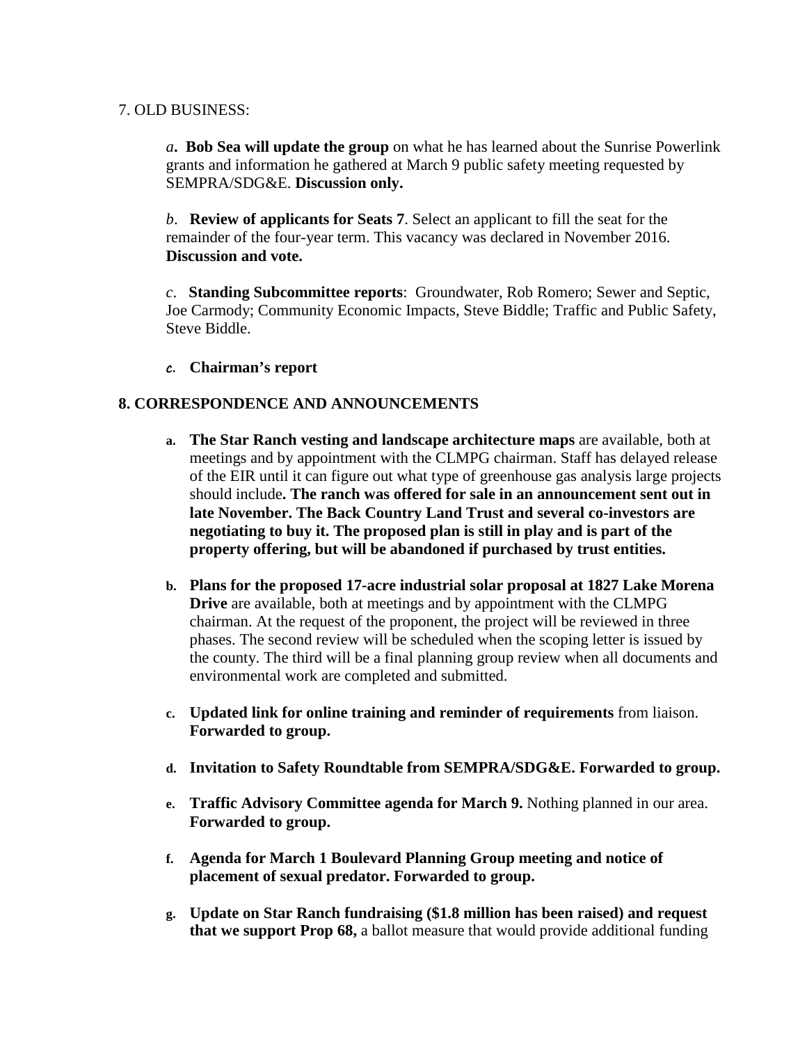7. OLD BUSINESS:

*a*. **Bob Sea will update the group** on what he has learned about the Sunrise Powerlink grants and information he gathered at March 9 public safety meeting requested by SEMPRA/SDG&E. **Discussion only.**

*b*. **Review of applicants for Seats 7**. Select an applicant to fill the seat for the remainder of the four-year term. This vacancy was declared in November 2016. **Discussion and vote.**

*c*. **Standing Subcommittee reports**: Groundwater, Rob Romero; Sewer and Septic, Joe Carmody; Community Economic Impacts, Steve Biddle; Traffic and Public Safety, Steve Biddle.

***c*. Chairman's report**

**8. CORRESPONDENCE AND ANNOUNCEMENTS**

a. **The Star Ranch vesting and landscape architecture maps** are available, both at meetings and by appointment with the CLMPG chairman. Staff has delayed release of the EIR until it can figure out what type of greenhouse gas analysis large projects should include**. The ranch was offered for sale in an announcement sent out in late November. The Back Country Land Trust and several co-investors are negotiating to buy it. The proposed plan is still in play and is part of the property offering, but will be abandoned if purchased by trust entities.**

b. **Plans for the proposed 17-acre industrial solar proposal at 1827 Lake Morena Drive** are available, both at meetings and by appointment with the CLMPG chairman. At the request of the proponent, the project will be reviewed in three phases. The second review will be scheduled when the scoping letter is issued by the county. The third will be a final planning group review when all documents and environmental work are completed and submitted.

c. **Updated link for online training and reminder of requirements** from liaison. **Forwarded to group.**

d. **Invitation to Safety Roundtable from SEMPRA/SDG&E. Forwarded to group.**

e. **Traffic Advisory Committee agenda for March 9.** Nothing planned in our area. **Forwarded to group.**

f. **Agenda for March 1 Boulevard Planning Group meeting and notice of placement of sexual predator. Forwarded to group.**

g. **Update on Star Ranch fundraising ($1.8 million has been raised) and request that we support Prop 68,** a ballot measure that would provide additional funding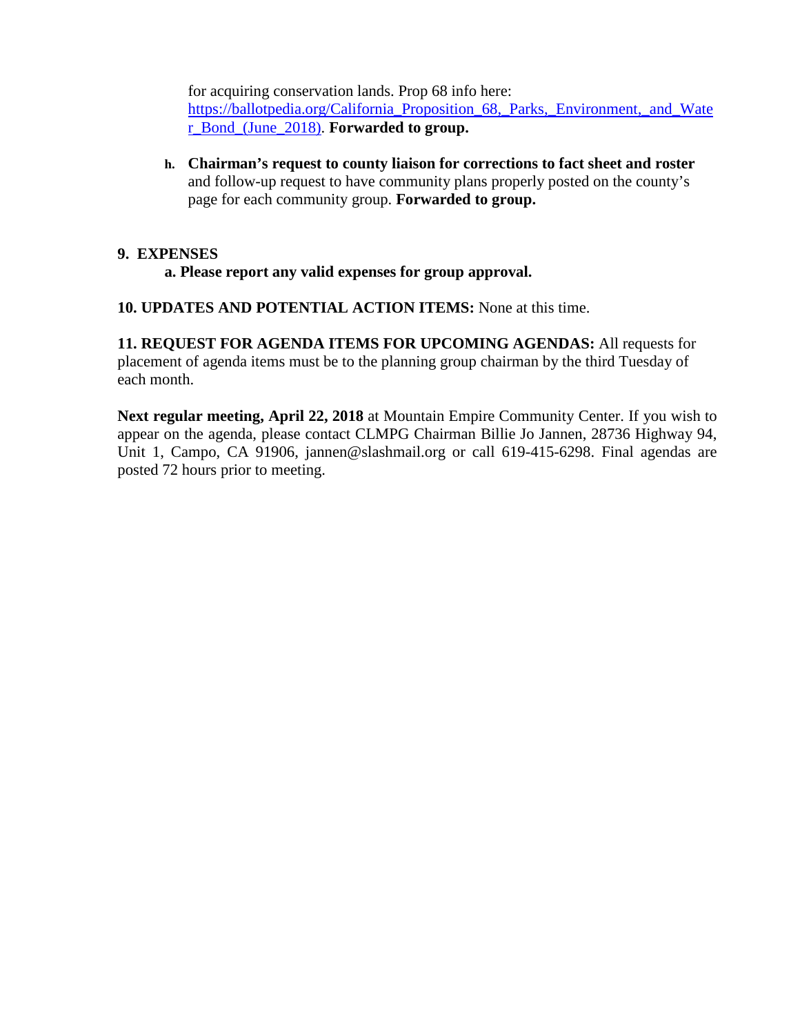for acquiring conservation lands. Prop 68 info here: [https://ballotpedia.org/California_Proposition_68,_Parks,_Environment,_and_Water_Bond_(June_2018)](https://ballotpedia.org/California_Proposition_68,_Parks,_Environment,_and_Water_Bond_(June_2018)). **Forwarded to group.**

h. **Chairman's request to county liaison for corrections to fact sheet and roster** and follow-up request to have community plans properly posted on the county's page for each community group. **Forwarded to group.**

**9. EXPENSES**

**a. Please report any valid expenses for group approval.**

**10. UPDATES AND POTENTIAL ACTION ITEMS:** None at this time.

**11. REQUEST FOR AGENDA ITEMS FOR UPCOMING AGENDAS:** All requests for placement of agenda items must be to the planning group chairman by the third Tuesday of each month.

**Next regular meeting, April 22, 2018** at Mountain Empire Community Center. If you wish to appear on the agenda, please contact CLMPG Chairman Billie Jo Jannen, 28736 Highway 94, Unit 1, Campo, CA 91906, jannen@slashmail.org or call 619-415-6298. Final agendas are posted 72 hours prior to meeting.